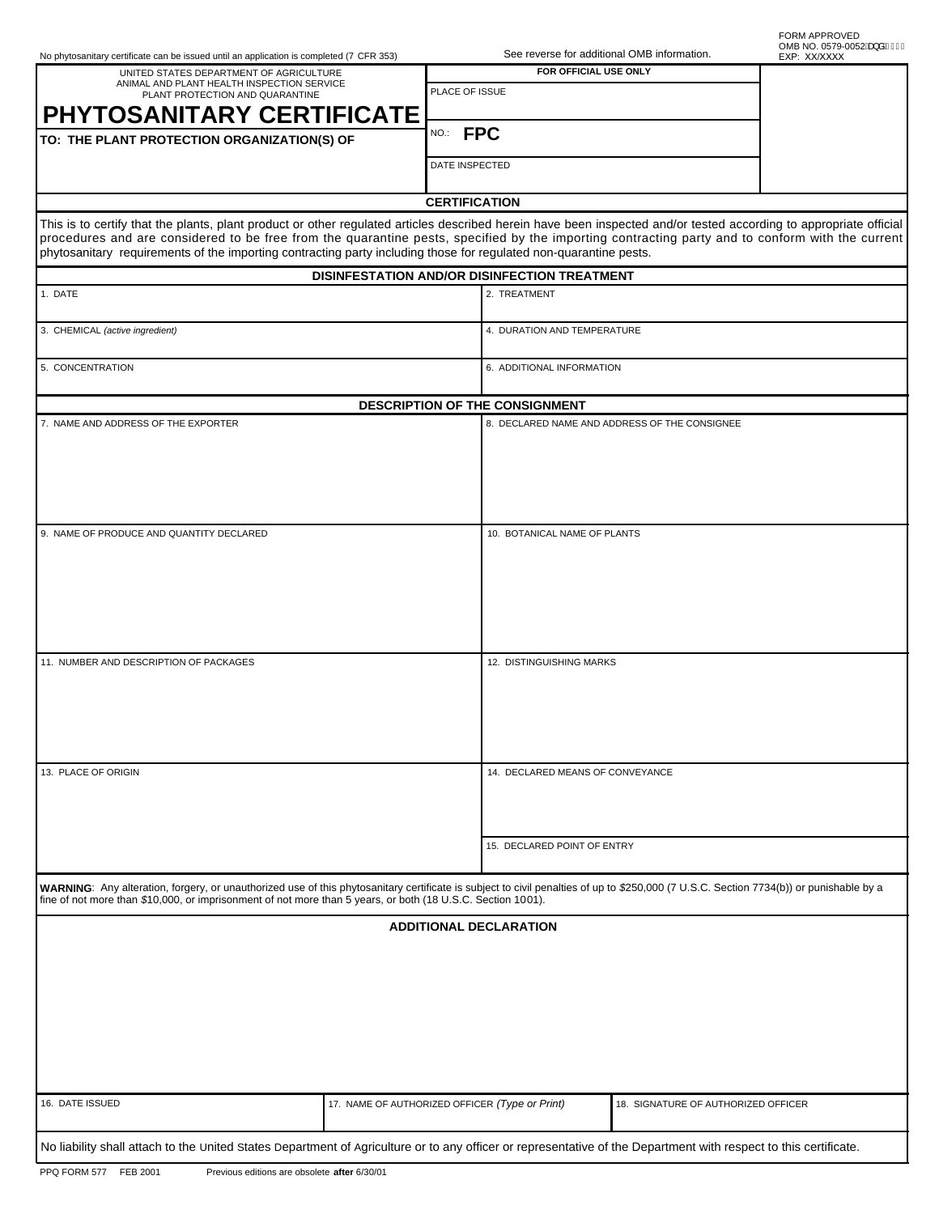No phytosanitary certificate can be issued until an application is completed (7 CFR 353)

See reverse for additional OMB information.

FORM APPROVED
OMB NO. 0579-0052
EXP: XX/XXXX

UNITED STATES DEPARTMENT OF AGRICULTURE
ANIMAL AND PLANT HEALTH INSPECTION SERVICE
PLANT PROTECTION AND QUARANTINE

# PHYTOSANITARY CERTIFICATE

**TO: THE PLANT PROTECTION ORGANIZATION(S) OF**

| **FOR OFFICIAL USE ONLY** |
|---|
| PLACE OF ISSUE |
| NO.: **FPC** |
| DATE INSPECTED |

## CERTIFICATION

This is to certify that the plants, plant product or other regulated articles described herein have been inspected and/or tested according to appropriate official procedures and are considered to be free from the quarantine pests, specified by the importing contracting party and to conform with the current phytosanitary requirements of the importing contracting party including those for regulated non-quarantine pests.

## DISINFESTATION AND/OR DISINFECTION TREATMENT

| | |
|---|---|
| 1. DATE | 2. TREATMENT |
| 3. CHEMICAL *(active ingredient)* | 4. DURATION AND TEMPERATURE |
| 5. CONCENTRATION | 6. ADDITIONAL INFORMATION |

## DESCRIPTION OF THE CONSIGNMENT

| | |
|---|---|
| 7. NAME AND ADDRESS OF THE EXPORTER | 8. DECLARED NAME AND ADDRESS OF THE CONSIGNEE |
| 9. NAME OF PRODUCE AND QUANTITY DECLARED | 10. BOTANICAL NAME OF PLANTS |
| 11. NUMBER AND DESCRIPTION OF PACKAGES | 12. DISTINGUISHING MARKS |
| 13. PLACE OF ORIGIN | 14. DECLARED MEANS OF CONVEYANCE |
| | 15. DECLARED POINT OF ENTRY |

**WARNING**: Any alteration, forgery, or unauthorized use of this phytosanitary certificate is subject to civil penalties of up to $250,000 (7 U.S.C. Section 7734(b)) or punishable by a fine of not more than $10,000, or imprisonment of not more than 5 years, or both (18 U.S.C. Section 1001).

## ADDITIONAL DECLARATION

| 16. DATE ISSUED | 17. NAME OF AUTHORIZED OFFICER *(Type or Print)* | 18. SIGNATURE OF AUTHORIZED OFFICER |
|---|---|---|
| | | |

No liability shall attach to the United States Department of Agriculture or to any officer or representative of the Department with respect to this certificate.

PPQ FORM 577 FEB 2001 Previous editions are obsolete **after** 6/30/01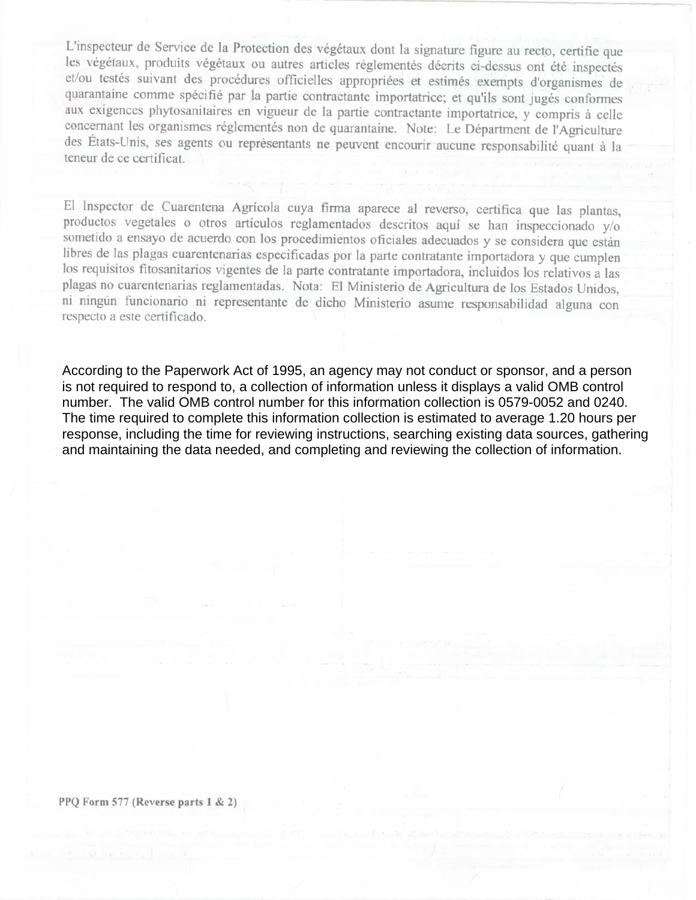L'inspecteur de Service de la Protection des végétaux dont la signature figure au recto, certifie que les végétaux, produits végétaux ou autres articles réglementés décrits ci-dessus ont été inspectés et/ou testés suivant des procédures officielles appropriées et estimés exempts d'organismes de quarantaine comme spécifié par la partie contractante importatrice; et qu'ils sont jugés conformes aux exigences phytosanitaires en vigueur de la partie contractante importatrice, y compris à celle concernant les organismes réglementés non de quarantaine. Note: Le Départment de l'Agriculture des États-Unis, ses agents ou reprèsentants ne peuvent encourir aucune responsabilité quant à la teneur de ce certificat.

El Inspector de Cuarentena Agrícola cuya firma aparece al reverso, certifica que las plantas, productos vegetales o otros artículos reglamentados descritos aquí se han inspeccionado y/o sometido a ensayo de acuerdo con los procedimientos oficiales adecuados y se considera que están libres de las plagas cuarentenarias especificadas por la parte contratante importadora y que cumplen los requisitos fitosanitarios vigentes de la parte contratante importadora, incluidos los relativos a las plagas no cuarentenarias reglamentadas. Nota: El Ministerio de Agricultura de los Estados Unidos, ni ningún funcionario ni representante de dicho Ministerio asume responsabilidad alguna con respecto a este certificado.

According to the Paperwork Act of 1995, an agency may not conduct or sponsor, and a person is not required to respond to, a collection of information unless it displays a valid OMB control number. The valid OMB control number for this information collection is 0579-0052 and 0240. The time required to complete this information collection is estimated to average 1.20 hours per response, including the time for reviewing instructions, searching existing data sources, gathering and maintaining the data needed, and completing and reviewing the collection of information.

**PPQ Form 577 (Reverse parts 1 & 2)**